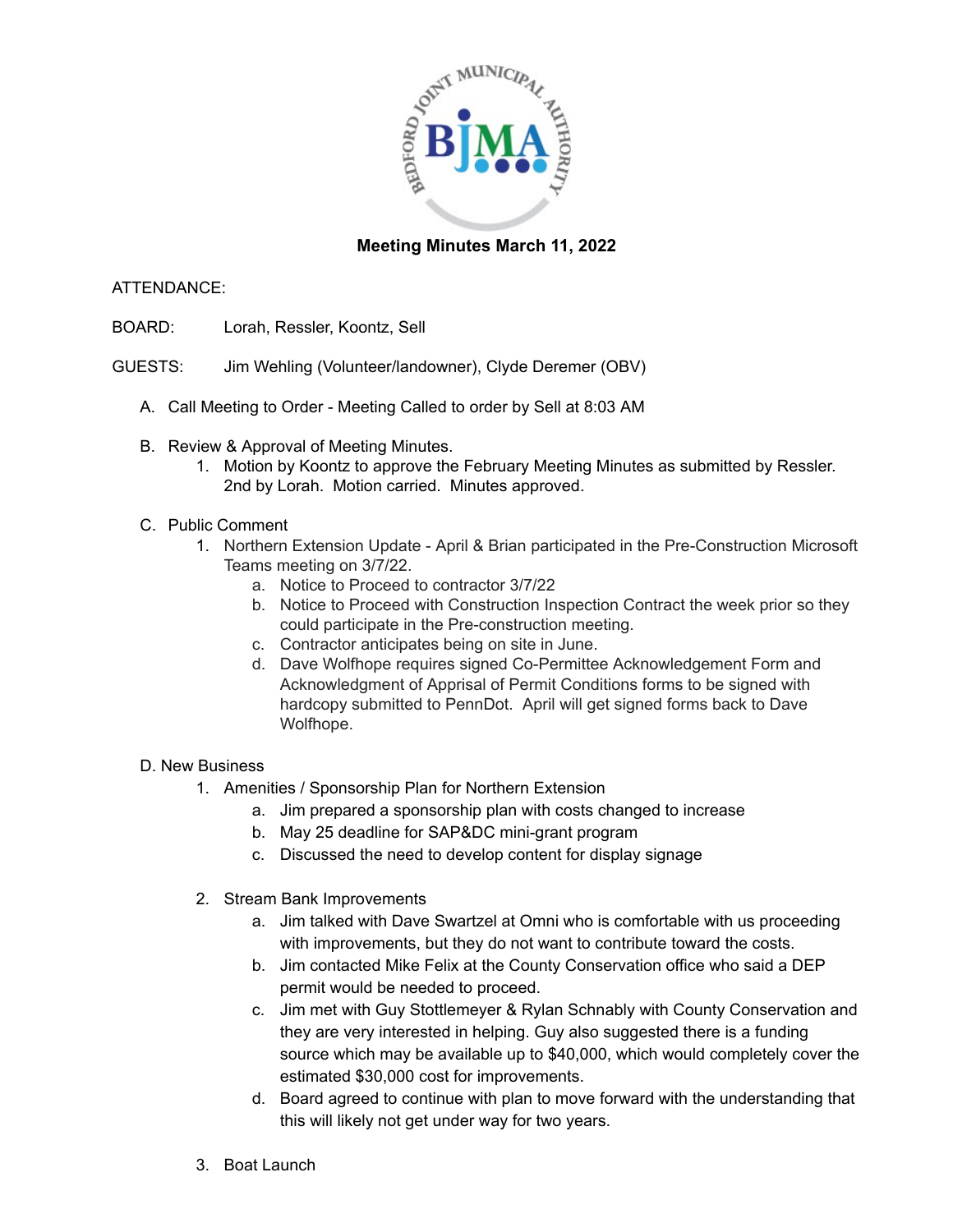# Meeting Minutes March 11, 2022

ATTENDANCE:

BOARD: Lorah, Ressler, Koontz, Sell

GUESTS: Jim Wehling (Volunteer/landowner), Clyde Deremer (OBV)

A. Call Meeting to Order - Meeting Called to order by Sell at 8:03 AM

B. Review & Approval of Meeting Minutes.
   1. Motion by Koontz to approve the February Meeting Minutes as submitted by Ressler. 2nd by Lorah. Motion carried. Minutes approved.

C. Public Comment
   1. Northern Extension Update - April & Brian participated in the Pre-Construction Microsoft Teams meeting on 3/7/22.
      a. Notice to Proceed to contractor 3/7/22
      b. Notice to Proceed with Construction Inspection Contract the week prior so they could participate in the Pre-construction meeting.
      c. Contractor anticipates being on site in June.
      d. Dave Wolfhope requires signed Co-Permittee Acknowledgement Form and Acknowledgment of Apprisal of Permit Conditions forms to be signed with hardcopy submitted to PennDot. April will get signed forms back to Dave Wolfhope.

D. New Business
   1. Amenities / Sponsorship Plan for Northern Extension
      a. Jim prepared a sponsorship plan with costs changed to increase
      b. May 25 deadline for SAP&DC mini-grant program
      c. Discussed the need to develop content for display signage
   2. Stream Bank Improvements
      a. Jim talked with Dave Swartzel at Omni who is comfortable with us proceeding with improvements, but they do not want to contribute toward the costs.
      b. Jim contacted Mike Felix at the County Conservation office who said a DEP permit would be needed to proceed.
      c. Jim met with Guy Stottlemeyer & Rylan Schnably with County Conservation and they are very interested in helping. Guy also suggested there is a funding source which may be available up to $40,000, which would completely cover the estimated $30,000 cost for improvements.
      d. Board agreed to continue with plan to move forward with the understanding that this will likely not get under way for two years.
   3. Boat Launch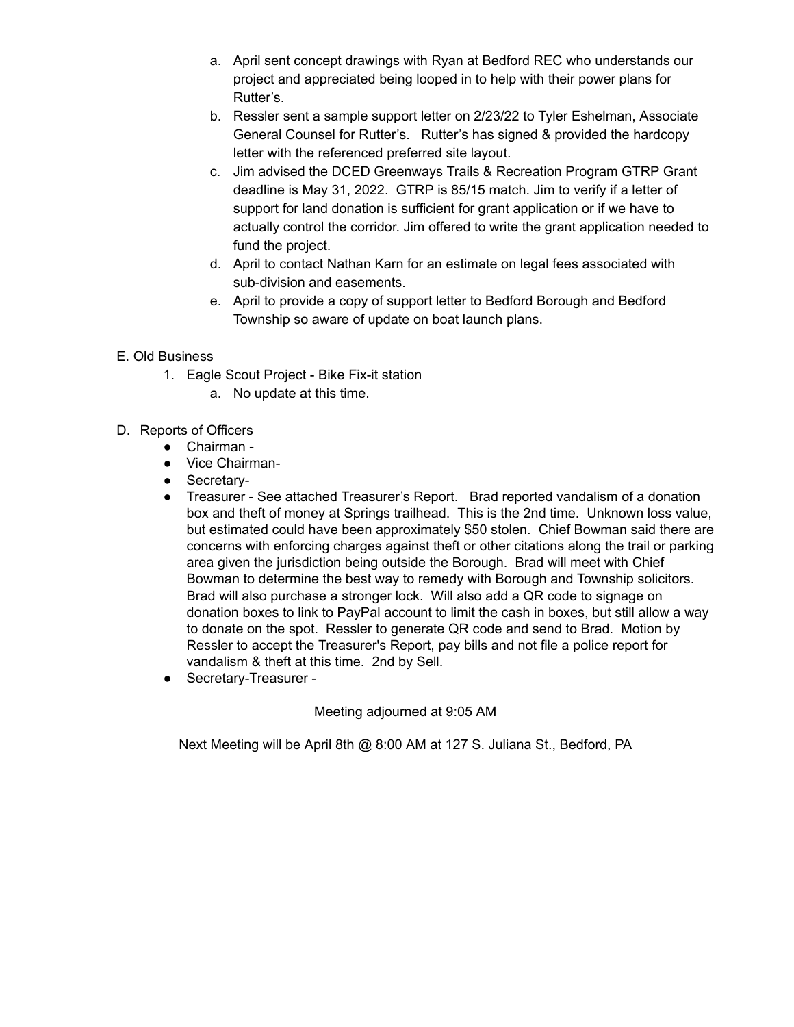a. April sent concept drawings with Ryan at Bedford REC who understands our project and appreciated being looped in to help with their power plans for Rutter's.

b. Ressler sent a sample support letter on 2/23/22 to Tyler Eshelman, Associate General Counsel for Rutter's. Rutter's has signed & provided the hardcopy letter with the referenced preferred site layout.

c. Jim advised the DCED Greenways Trails & Recreation Program GTRP Grant deadline is May 31, 2022. GTRP is 85/15 match. Jim to verify if a letter of support for land donation is sufficient for grant application or if we have to actually control the corridor. Jim offered to write the grant application needed to fund the project.

d. April to contact Nathan Karn for an estimate on legal fees associated with sub-division and easements.

e. April to provide a copy of support letter to Bedford Borough and Bedford Township so aware of update on boat launch plans.

E. Old Business

1. Eagle Scout Project - Bike Fix-it station
    a. No update at this time.

D. Reports of Officers

- Chairman -
- Vice Chairman-
- Secretary-
- Treasurer - See attached Treasurer's Report. Brad reported vandalism of a donation box and theft of money at Springs trailhead. This is the 2nd time. Unknown loss value, but estimated could have been approximately $50 stolen. Chief Bowman said there are concerns with enforcing charges against theft or other citations along the trail or parking area given the jurisdiction being outside the Borough. Brad will meet with Chief Bowman to determine the best way to remedy with Borough and Township solicitors. Brad will also purchase a stronger lock. Will also add a QR code to signage on donation boxes to link to PayPal account to limit the cash in boxes, but still allow a way to donate on the spot. Ressler to generate QR code and send to Brad. Motion by Ressler to accept the Treasurer's Report, pay bills and not file a police report for vandalism & theft at this time. 2nd by Sell.
- Secretary-Treasurer -

Meeting adjourned at 9:05 AM

Next Meeting will be April 8th @ 8:00 AM at 127 S. Juliana St., Bedford, PA